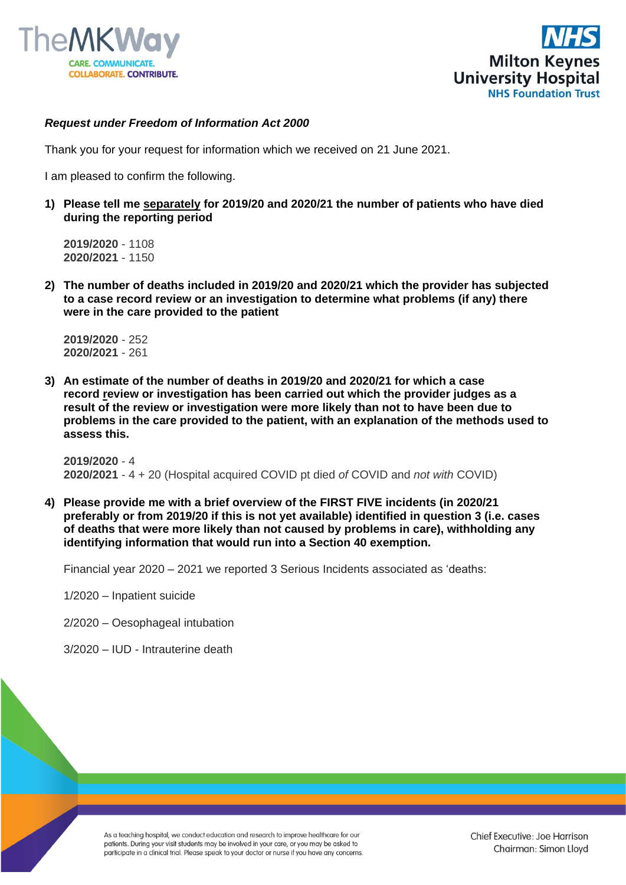***Request under Freedom of Information Act 2000***

Thank you for your request for information which we received on 21 June 2021.

I am pleased to confirm the following.

1) **Please tell me separately for 2019/20 and 2020/21 the number of patients who have died during the reporting period**

   **2019/2020** - 1108
   **2020/2021** - 1150

2) **The number of deaths included in 2019/20 and 2020/21 which the provider has subjected to a case record review or an investigation to determine what problems (if any) there were in the care provided to the patient**

   **2019/2020** - 252
   **2020/2021** - 261

3) **An estimate of the number of deaths in 2019/20 and 2020/21 for which a case record review or investigation has been carried out which the provider judges as a result of the review or investigation were more likely than not to have been due to problems in the care provided to the patient, with an explanation of the methods used to assess this.**

   **2019/2020** - 4
   **2020/2021** - 4 + 20 (Hospital acquired COVID pt died *of* COVID and *not with* COVID)

4) **Please provide me with a brief overview of the FIRST FIVE incidents (in 2020/21 preferably or from 2019/20 if this is not yet available) identified in question 3 (i.e. cases of deaths that were more likely than not caused by problems in care), withholding any identifying information that would run into a Section 40 exemption.**

   Financial year 2020 – 2021 we reported 3 Serious Incidents associated as 'deaths:

   1/2020 – Inpatient suicide

   2/2020 – Oesophageal intubation

   3/2020 – IUD - Intrauterine death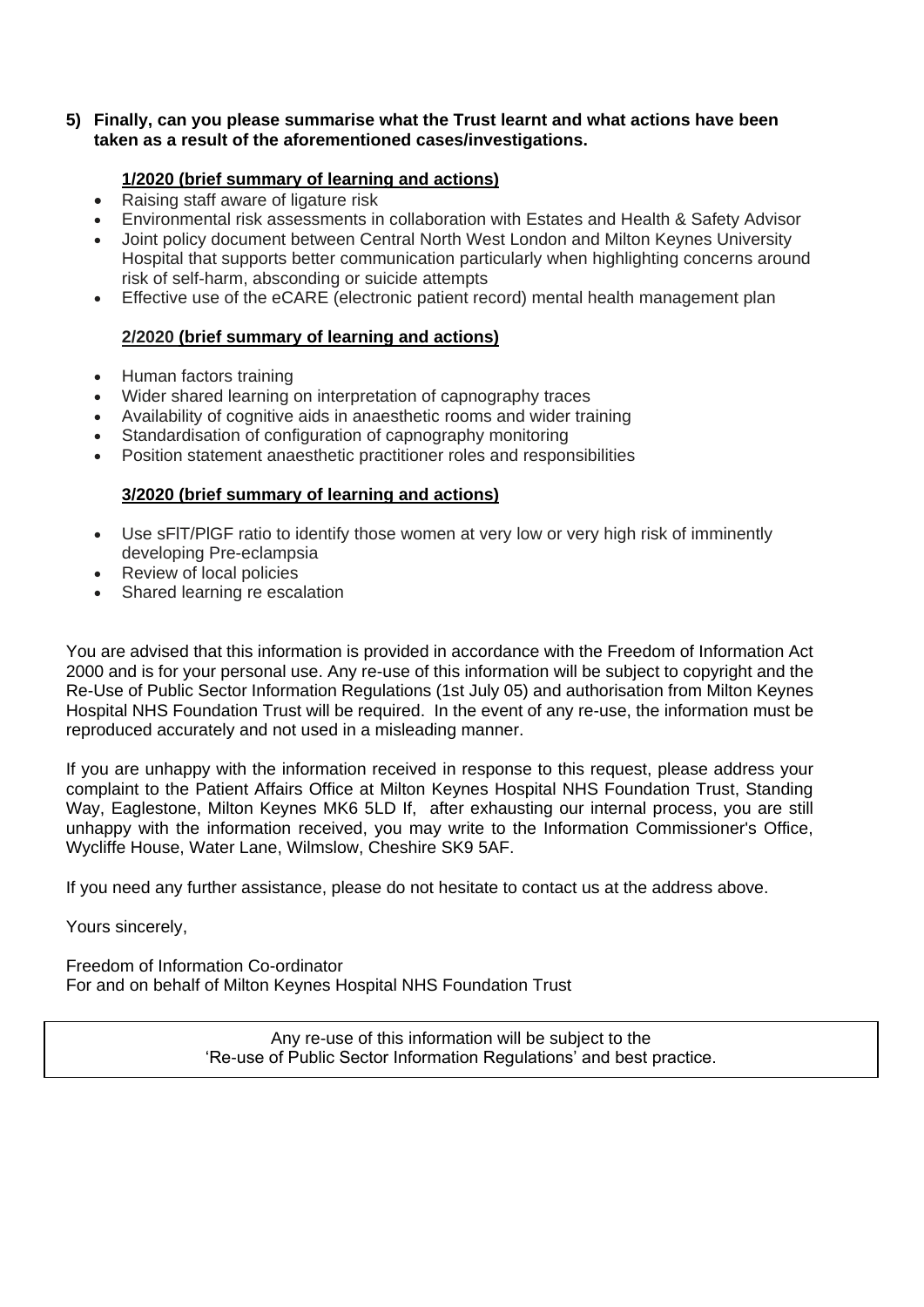**5) Finally, can you please summarise what the Trust learnt and what actions have been taken as a result of the aforementioned cases/investigations.**

**1/2020 (brief summary of learning and actions)**

- Raising staff aware of ligature risk
- Environmental risk assessments in collaboration with Estates and Health & Safety Advisor
- Joint policy document between Central North West London and Milton Keynes University Hospital that supports better communication particularly when highlighting concerns around risk of self-harm, absconding or suicide attempts
- Effective use of the eCARE (electronic patient record) mental health management plan

**2/2020 (brief summary of learning and actions)**

- Human factors training
- Wider shared learning on interpretation of capnography traces
- Availability of cognitive aids in anaesthetic rooms and wider training
- Standardisation of configuration of capnography monitoring
- Position statement anaesthetic practitioner roles and responsibilities

**3/2020 (brief summary of learning and actions)**

- Use sFlT/PlGF ratio to identify those women at very low or very high risk of imminently developing Pre-eclampsia
- Review of local policies
- Shared learning re escalation

You are advised that this information is provided in accordance with the Freedom of Information Act 2000 and is for your personal use. Any re-use of this information will be subject to copyright and the Re-Use of Public Sector Information Regulations (1st July 05) and authorisation from Milton Keynes Hospital NHS Foundation Trust will be required. In the event of any re-use, the information must be reproduced accurately and not used in a misleading manner.

If you are unhappy with the information received in response to this request, please address your complaint to the Patient Affairs Office at Milton Keynes Hospital NHS Foundation Trust, Standing Way, Eaglestone, Milton Keynes MK6 5LD If, after exhausting our internal process, you are still unhappy with the information received, you may write to the Information Commissioner's Office, Wycliffe House, Water Lane, Wilmslow, Cheshire SK9 5AF.

If you need any further assistance, please do not hesitate to contact us at the address above.

Yours sincerely,

Freedom of Information Co-ordinator
For and on behalf of Milton Keynes Hospital NHS Foundation Trust

Any re-use of this information will be subject to the 'Re-use of Public Sector Information Regulations' and best practice.